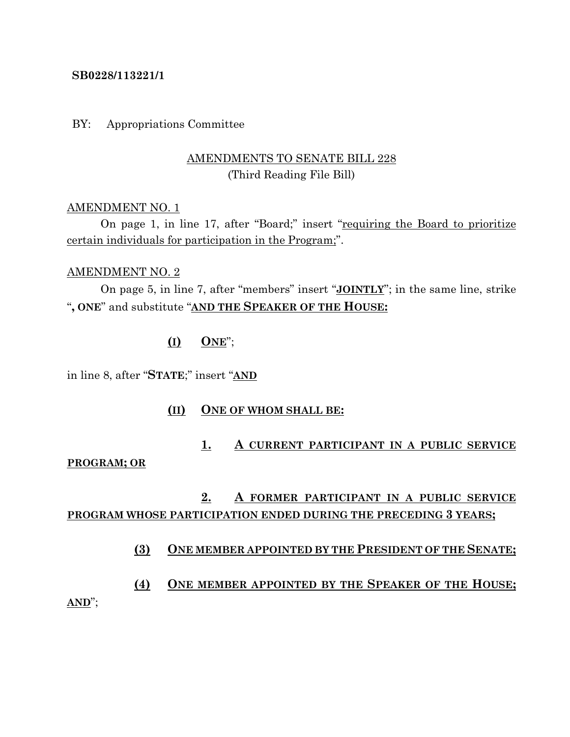**SB0228/113221/1**

BY: Appropriations Committee

<u>AMENDMENTS TO SENATE BILL 228</u>
(Third Reading File Bill)

<u>AMENDMENT NO. 1</u>

On page 1, in line 17, after "Board;" insert "<u>requiring the Board to prioritize certain individuals for participation in the Program;</u>".

<u>AMENDMENT NO. 2</u>

On page 5, in line 7, after "members" insert "**<u>JOINTLY</u>**"; in the same line, strike "**, ONE**" and substitute "**<u>AND THE SPEAKER OF THE HOUSE:</u>**

**<u>(I)</u>** **<u>ONE</u>**";

in line 8, after "**STATE**;" insert "**<u>AND</u>**

**<u>(II)</u>** **<u>ONE OF WHOM SHALL BE:</u>**

**<u>1.</u>** **<u>A CURRENT PARTICIPANT IN A PUBLIC SERVICE PROGRAM; OR</u>**

**<u>2.</u>** **<u>A FORMER PARTICIPANT IN A PUBLIC SERVICE PROGRAM WHOSE PARTICIPATION ENDED DURING THE PRECEDING 3 YEARS;</u>**

**<u>(3)</u>** **<u>ONE MEMBER APPOINTED BY THE PRESIDENT OF THE SENATE;</u>**

**<u>(4)</u>** **<u>ONE MEMBER APPOINTED BY THE SPEAKER OF THE HOUSE; AND</u>**";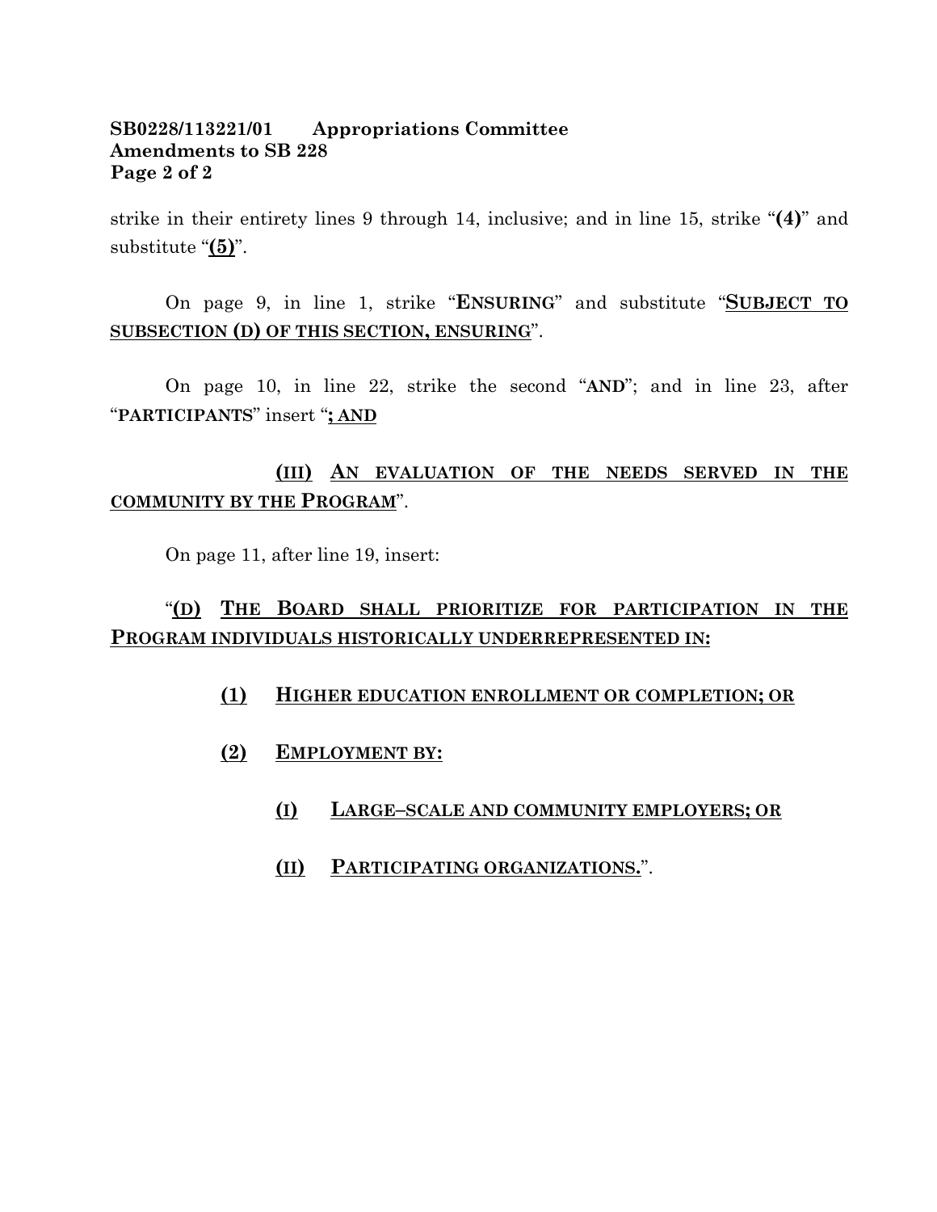strike in their entirety lines 9 through 14, inclusive; and in line 15, strike "**(4)**" and substitute "**(5)**".

On page 9, in line 1, strike "**ENSURING**" and substitute "**SUBJECT TO SUBSECTION (D) OF THIS SECTION, ENSURING**".

On page 10, in line 22, strike the second "**AND**"; and in line 23, after "**PARTICIPANTS**" insert "**; AND**

**(III) AN EVALUATION OF THE NEEDS SERVED IN THE COMMUNITY BY THE PROGRAM**".

On page 11, after line 19, insert:

"**(D) THE BOARD SHALL PRIORITIZE FOR PARTICIPATION IN THE PROGRAM INDIVIDUALS HISTORICALLY UNDERREPRESENTED IN:**

**(1) HIGHER EDUCATION ENROLLMENT OR COMPLETION; OR**

**(2) EMPLOYMENT BY:**

**(I) LARGE–SCALE AND COMMUNITY EMPLOYERS; OR**

**(II) PARTICIPATING ORGANIZATIONS.**".